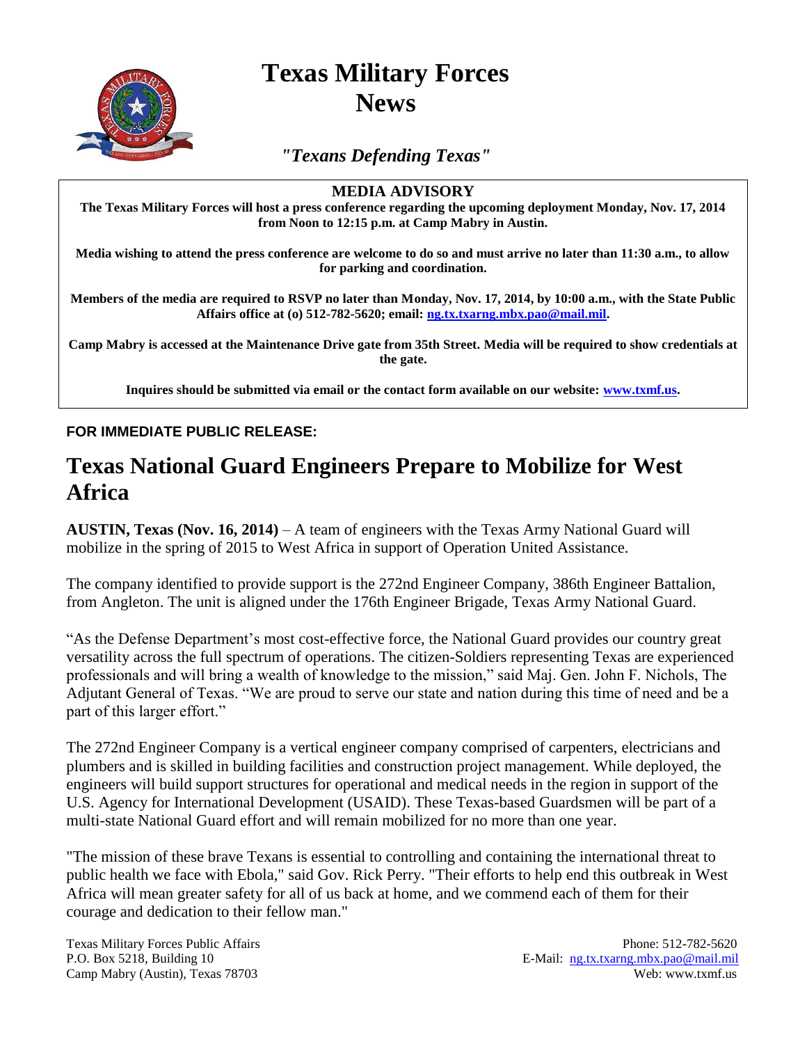# Texas Military Forces News

*"Texans Defending Texas"*

**MEDIA ADVISORY**

**The Texas Military Forces will host a press conference regarding the upcoming deployment Monday, Nov. 17, 2014 from Noon to 12:15 p.m. at Camp Mabry in Austin.**

**Media wishing to attend the press conference are welcome to do so and must arrive no later than 11:30 a.m., to allow for parking and coordination.**

**Members of the media are required to RSVP no later than Monday, Nov. 17, 2014, by 10:00 a.m., with the State Public Affairs office at (o) 512-782-5620; email: ng.tx.txarng.mbx.pao@mail.mil.**

**Camp Mabry is accessed at the Maintenance Drive gate from 35th Street. Media will be required to show credentials at the gate.**

**Inquires should be submitted via email or the contact form available on our website: www.txmf.us.**

**FOR IMMEDIATE PUBLIC RELEASE:**

## Texas National Guard Engineers Prepare to Mobilize for West Africa

**AUSTIN, Texas (Nov. 16, 2014)** – A team of engineers with the Texas Army National Guard will mobilize in the spring of 2015 to West Africa in support of Operation United Assistance.

The company identified to provide support is the 272nd Engineer Company, 386th Engineer Battalion, from Angleton. The unit is aligned under the 176th Engineer Brigade, Texas Army National Guard.

"As the Defense Department's most cost-effective force, the National Guard provides our country great versatility across the full spectrum of operations. The citizen-Soldiers representing Texas are experienced professionals and will bring a wealth of knowledge to the mission," said Maj. Gen. John F. Nichols, The Adjutant General of Texas. "We are proud to serve our state and nation during this time of need and be a part of this larger effort."

The 272nd Engineer Company is a vertical engineer company comprised of carpenters, electricians and plumbers and is skilled in building facilities and construction project management. While deployed, the engineers will build support structures for operational and medical needs in the region in support of the U.S. Agency for International Development (USAID). These Texas-based Guardsmen will be part of a multi-state National Guard effort and will remain mobilized for no more than one year.

"The mission of these brave Texans is essential to controlling and containing the international threat to public health we face with Ebola," said Gov. Rick Perry. "Their efforts to help end this outbreak in West Africa will mean greater safety for all of us back at home, and we commend each of them for their courage and dedication to their fellow man."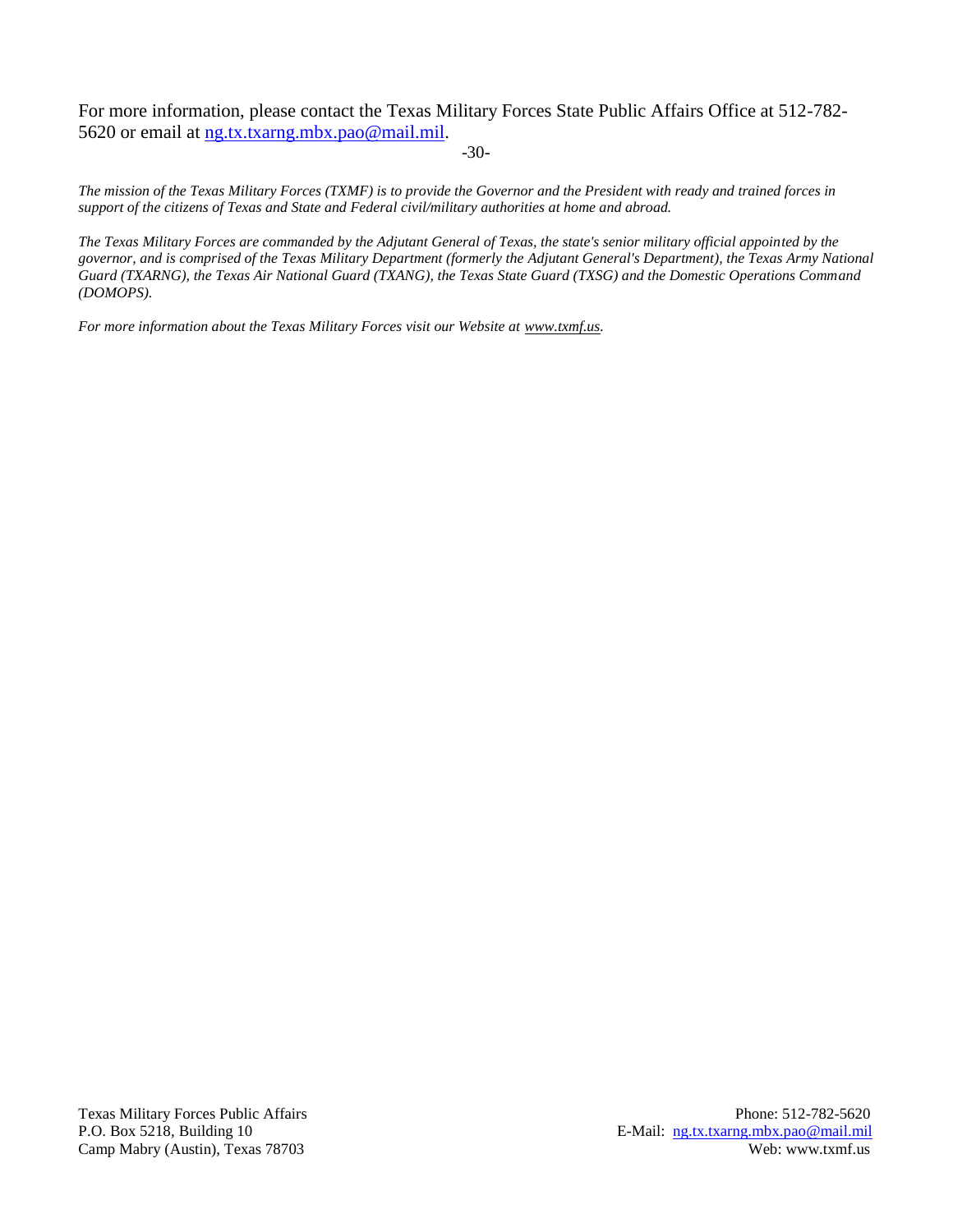For more information, please contact the Texas Military Forces State Public Affairs Office at 512-782-5620 or email at ng.tx.txarng.mbx.pao@mail.mil.

-30-

*The mission of the Texas Military Forces (TXMF) is to provide the Governor and the President with ready and trained forces in support of the citizens of Texas and State and Federal civil/military authorities at home and abroad.*

*The Texas Military Forces are commanded by the Adjutant General of Texas, the state's senior military official appointed by the governor, and is comprised of the Texas Military Department (formerly the Adjutant General's Department), the Texas Army National Guard (TXARNG), the Texas Air National Guard (TXANG), the Texas State Guard (TXSG) and the Domestic Operations Command (DOMOPS).*

*For more information about the Texas Military Forces visit our Website at www.txmf.us.*